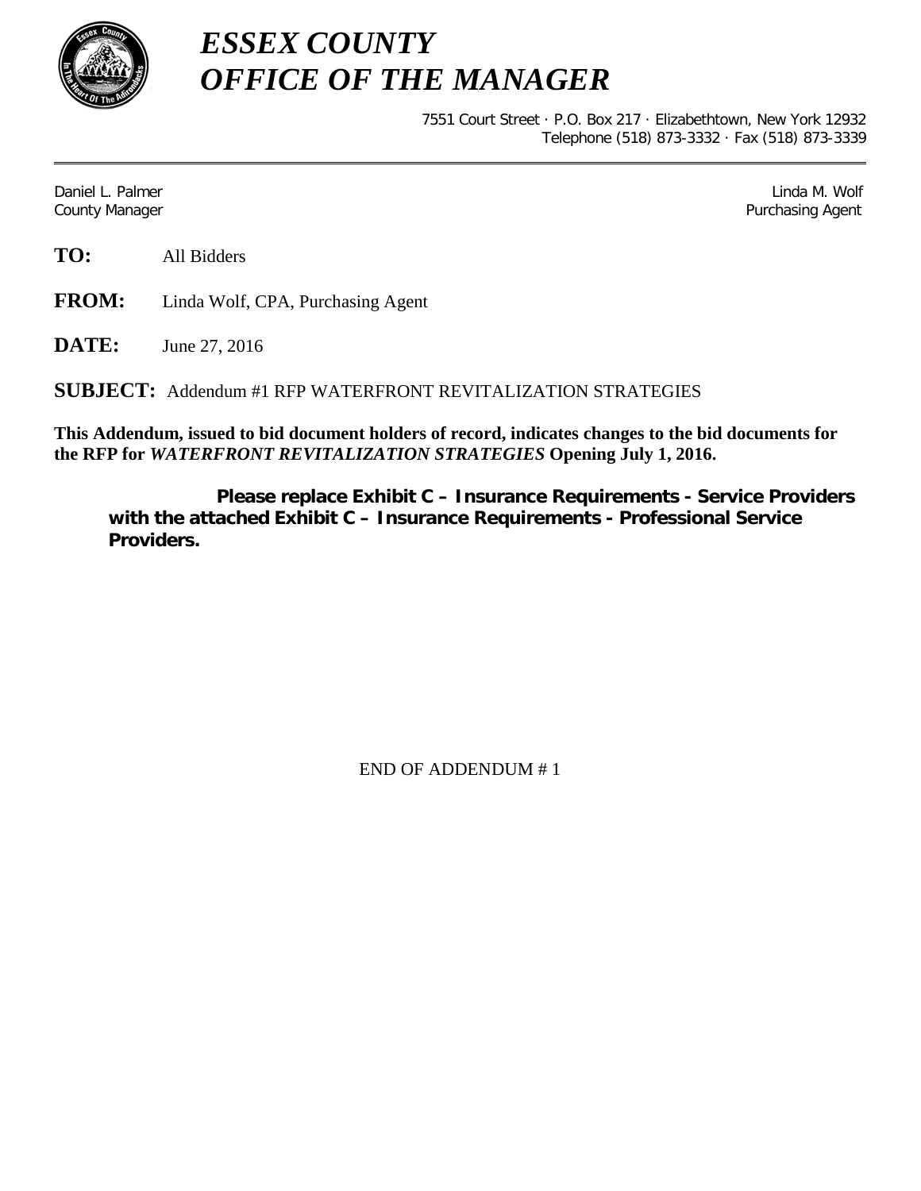# *ESSEX COUNTY*
# *OFFICE OF THE MANAGER*

7551 Court Street · P.O. Box 217 · Elizabethtown, New York 12932
Telephone (518) 873-3332 · Fax (518) 873-3339

---

Daniel L. Palmer
County Manager

Linda M. Wolf
Purchasing Agent

**TO:** All Bidders

**FROM:** Linda Wolf, CPA, Purchasing Agent

**DATE:** June 27, 2016

**SUBJECT:** Addendum #1 RFP WATERFRONT REVITALIZATION STRATEGIES

**This Addendum, issued to bid document holders of record, indicates changes to the bid documents for the RFP for *WATERFRONT REVITALIZATION STRATEGIES* Opening July 1, 2016.**

**Please replace Exhibit C – Insurance Requirements - Service Providers with the attached Exhibit C – Insurance Requirements - Professional Service Providers.**

END OF ADDENDUM # 1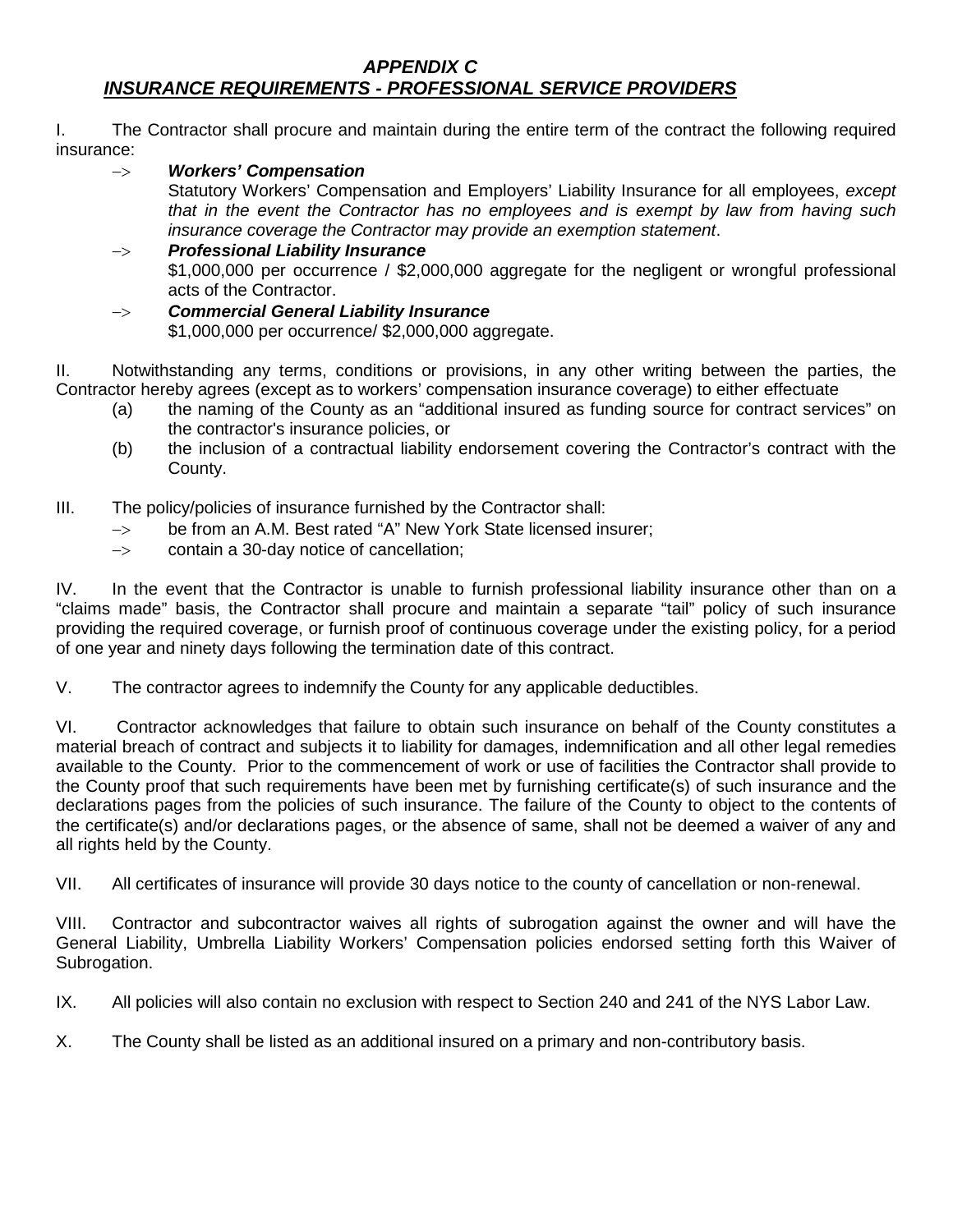## ***APPENDIX C***
## ***INSURANCE REQUIREMENTS - PROFESSIONAL SERVICE PROVIDERS***

I. The Contractor shall procure and maintain during the entire term of the contract the following required insurance:

- –> ***Workers' Compensation***
  Statutory Workers' Compensation and Employers' Liability Insurance for all employees, *except that in the event the Contractor has no employees and is exempt by law from having such insurance coverage the Contractor may provide an exemption statement*.
- –> ***Professional Liability Insurance***
  $1,000,000 per occurrence / $2,000,000 aggregate for the negligent or wrongful professional acts of the Contractor.
- –> ***Commercial General Liability Insurance***
  $1,000,000 per occurrence/ $2,000,000 aggregate.

II. Notwithstanding any terms, conditions or provisions, in any other writing between the parties, the Contractor hereby agrees (except as to workers' compensation insurance coverage) to either effectuate

- (a) the naming of the County as an "additional insured as funding source for contract services" on the contractor's insurance policies, or
- (b) the inclusion of a contractual liability endorsement covering the Contractor's contract with the County.

III. The policy/policies of insurance furnished by the Contractor shall:

- –> be from an A.M. Best rated "A" New York State licensed insurer;
- –> contain a 30-day notice of cancellation;

IV. In the event that the Contractor is unable to furnish professional liability insurance other than on a "claims made" basis, the Contractor shall procure and maintain a separate "tail" policy of such insurance providing the required coverage, or furnish proof of continuous coverage under the existing policy, for a period of one year and ninety days following the termination date of this contract.

V. The contractor agrees to indemnify the County for any applicable deductibles.

VI. Contractor acknowledges that failure to obtain such insurance on behalf of the County constitutes a material breach of contract and subjects it to liability for damages, indemnification and all other legal remedies available to the County. Prior to the commencement of work or use of facilities the Contractor shall provide to the County proof that such requirements have been met by furnishing certificate(s) of such insurance and the declarations pages from the policies of such insurance. The failure of the County to object to the contents of the certificate(s) and/or declarations pages, or the absence of same, shall not be deemed a waiver of any and all rights held by the County.

VII. All certificates of insurance will provide 30 days notice to the county of cancellation or non-renewal.

VIII. Contractor and subcontractor waives all rights of subrogation against the owner and will have the General Liability, Umbrella Liability Workers' Compensation policies endorsed setting forth this Waiver of Subrogation.

IX. All policies will also contain no exclusion with respect to Section 240 and 241 of the NYS Labor Law.

X. The County shall be listed as an additional insured on a primary and non-contributory basis.